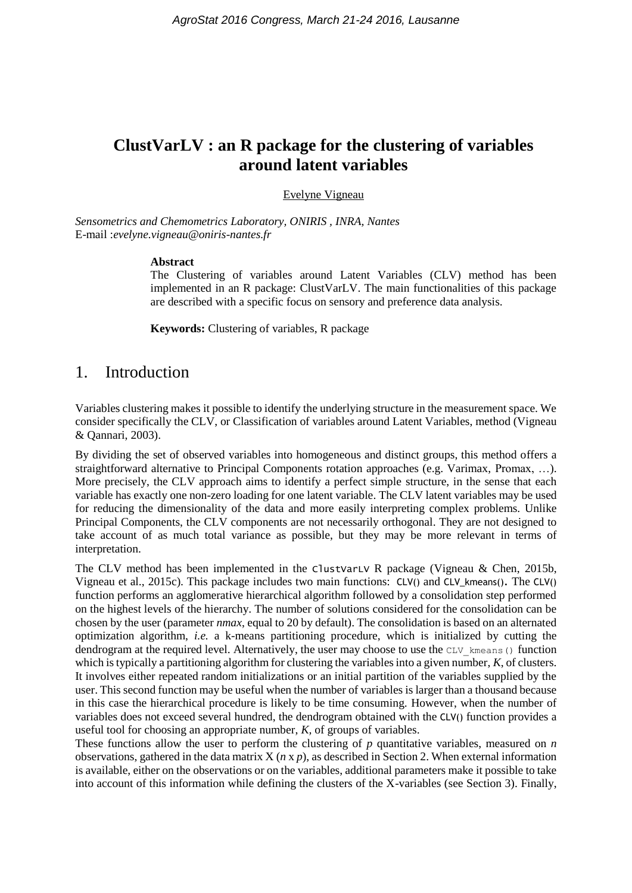# ClustVarLV : an R package for the clustering of variables around latent variables

Evelyne Vigneau

*Sensometrics and Chemometrics Laboratory, ONIRIS , INRA, Nantes*
E-mail :*evelyne.vigneau@oniris-nantes.fr*

**Abstract**

The Clustering of variables around Latent Variables (CLV) method has been implemented in an R package: ClustVarLV. The main functionalities of this package are described with a specific focus on sensory and preference data analysis.

**Keywords:** Clustering of variables, R package

## 1. Introduction

Variables clustering makes it possible to identify the underlying structure in the measurement space. We consider specifically the CLV, or Classification of variables around Latent Variables, method (Vigneau & Qannari, 2003).

By dividing the set of observed variables into homogeneous and distinct groups, this method offers a straightforward alternative to Principal Components rotation approaches (e.g. Varimax, Promax, …). More precisely, the CLV approach aims to identify a perfect simple structure, in the sense that each variable has exactly one non-zero loading for one latent variable. The CLV latent variables may be used for reducing the dimensionality of the data and more easily interpreting complex problems. Unlike Principal Components, the CLV components are not necessarily orthogonal. They are not designed to take account of as much total variance as possible, but they may be more relevant in terms of interpretation.

The CLV method has been implemented in the `ClustVarLV` R package (Vigneau & Chen, 2015b, Vigneau et al., 2015c). This package includes two main functions: `CLV()` and `CLV_kmeans()`. The `CLV()` function performs an agglomerative hierarchical algorithm followed by a consolidation step performed on the highest levels of the hierarchy. The number of solutions considered for the consolidation can be chosen by the user (parameter *nmax*, equal to 20 by default). The consolidation is based on an alternated optimization algorithm, *i.e.* a k-means partitioning procedure, which is initialized by cutting the dendrogram at the required level. Alternatively, the user may choose to use the `CLV_kmeans()` function which is typically a partitioning algorithm for clustering the variables into a given number, *K*, of clusters. It involves either repeated random initializations or an initial partition of the variables supplied by the user. This second function may be useful when the number of variables is larger than a thousand because in this case the hierarchical procedure is likely to be time consuming. However, when the number of variables does not exceed several hundred, the dendrogram obtained with the `CLV()` function provides a useful tool for choosing an appropriate number, *K*, of groups of variables.

These functions allow the user to perform the clustering of *p* quantitative variables, measured on *n* observations, gathered in the data matrix X ($n$ x $p$), as described in Section 2. When external information is available, either on the observations or on the variables, additional parameters make it possible to take into account of this information while defining the clusters of the X-variables (see Section 3). Finally,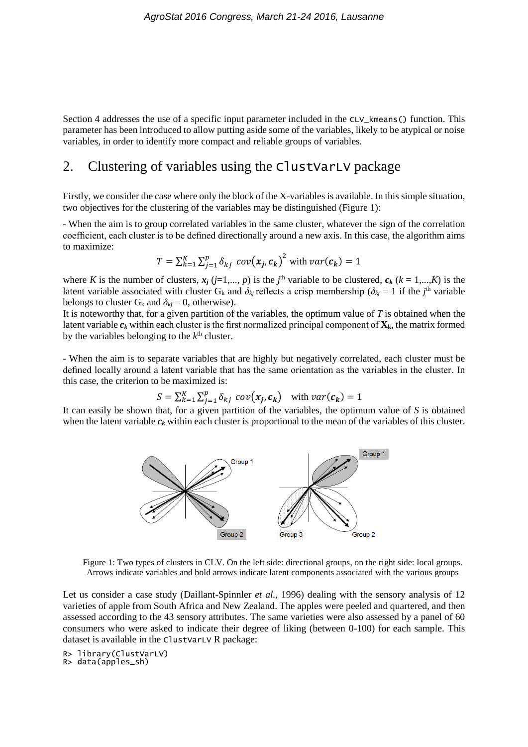Section 4 addresses the use of a specific input parameter included in the `CLV_kmeans()` function. This parameter has been introduced to allow putting aside some of the variables, likely to be atypical or noise variables, in order to identify more compact and reliable groups of variables.

## 2. Clustering of variables using the `ClustVarLV` package

Firstly, we consider the case where only the block of the X-variables is available. In this simple situation, two objectives for the clustering of the variables may be distinguished (Figure 1):

- When the aim is to group correlated variables in the same cluster, whatever the sign of the correlation coefficient, each cluster is to be defined directionally around a new axis. In this case, the algorithm aims to maximize:

$$T = \sum_{k=1}^{K} \sum_{j=1}^{p} \delta_{kj} \; cov(\boldsymbol{x_j}, \boldsymbol{c_k})^2 \text{ with } var(\boldsymbol{c_k}) = 1$$

where $K$ is the number of clusters, $\boldsymbol{x_j}$ ($j$=1,..., $p$) is the $j^{\text{th}}$ variable to be clustered, $\boldsymbol{c_k}$ ($k$ = 1,...,$K$) is the latent variable associated with cluster $G_k$ and $\delta_{kj}$ reflects a crisp membership ($\delta_{kj}$ = 1 if the $j^{\text{th}}$ variable belongs to cluster $G_k$ and $\delta_{kj}$ = 0, otherwise).

It is noteworthy that, for a given partition of the variables, the optimum value of $T$ is obtained when the latent variable $\boldsymbol{c_k}$ within each cluster is the first normalized principal component of $\mathbf{X_k}$, the matrix formed by the variables belonging to the $k^{\text{th}}$ cluster.

- When the aim is to separate variables that are highly but negatively correlated, each cluster must be defined locally around a latent variable that has the same orientation as the variables in the cluster. In this case, the criterion to be maximized is:

$$S = \sum_{k=1}^{K} \sum_{j=1}^{p} \delta_{kj} \; cov(\boldsymbol{x_j}, \boldsymbol{c_k}) \quad \text{with } var(\boldsymbol{c_k}) = 1$$

It can easily be shown that, for a given partition of the variables, the optimum value of $S$ is obtained when the latent variable $\boldsymbol{c_k}$ within each cluster is proportional to the mean of the variables of this cluster.

Figure 1: Two types of clusters in CLV. On the left side: directional groups, on the right side: local groups. Arrows indicate variables and bold arrows indicate latent components associated with the various groups

Let us consider a case study (Daillant-Spinnler *et al.*, 1996) dealing with the sensory analysis of 12 varieties of apple from South Africa and New Zealand. The apples were peeled and quartered, and then assessed according to the 43 sensory attributes. The same varieties were also assessed by a panel of 60 consumers who were asked to indicate their degree of liking (between 0-100) for each sample. This dataset is available in the `ClustVarLV` R package:

```
R> library(ClustVarLV)
R> data(apples_sh)
```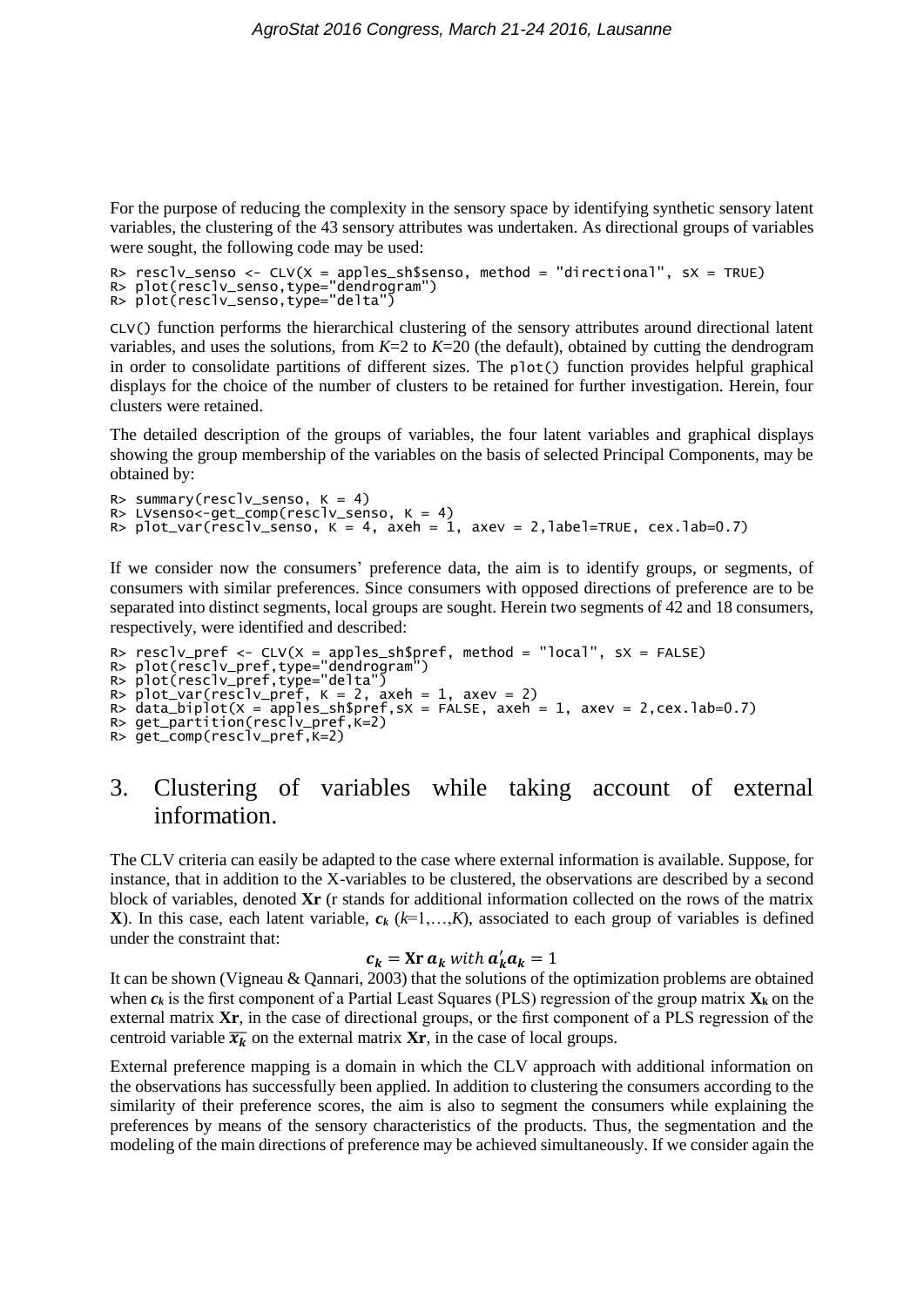For the purpose of reducing the complexity in the sensory space by identifying synthetic sensory latent variables, the clustering of the 43 sensory attributes was undertaken. As directional groups of variables were sought, the following code may be used:

```
R> resclv_senso <- CLV(X = apples_sh$senso, method = "directional", sX = TRUE)
R> plot(resclv_senso,type="dendrogram")
R> plot(resclv_senso,type="delta")
```

`CLV()` function performs the hierarchical clustering of the sensory attributes around directional latent variables, and uses the solutions, from $K$=2 to $K$=20 (the default), obtained by cutting the dendrogram in order to consolidate partitions of different sizes. The `plot()` function provides helpful graphical displays for the choice of the number of clusters to be retained for further investigation. Herein, four clusters were retained.

The detailed description of the groups of variables, the four latent variables and graphical displays showing the group membership of the variables on the basis of selected Principal Components, may be obtained by:

```
R> summary(resclv_senso, K = 4)
R> LVsenso<-get_comp(resclv_senso, K = 4)
R> plot_var(resclv_senso, K = 4, axeh = 1, axev = 2,label=TRUE, cex.lab=0.7)
```

If we consider now the consumers' preference data, the aim is to identify groups, or segments, of consumers with similar preferences. Since consumers with opposed directions of preference are to be separated into distinct segments, local groups are sought. Herein two segments of 42 and 18 consumers, respectively, were identified and described:

```
R> resclv_pref <- CLV(X = apples_sh$pref, method = "local", sX = FALSE)
R> plot(resclv_pref,type="dendrogram")
R> plot(resclv_pref,type="delta")
R> plot_var(resclv_pref, K = 2, axeh = 1, axev = 2)
R> data_biplot(X = apples_sh$pref,sX = FALSE, axeh = 1, axev = 2,cex.lab=0.7)
R> get_partition(resclv_pref,K=2)
R> get_comp(resclv_pref,K=2)
```

# 3. Clustering of variables while taking account of external information.

The CLV criteria can easily be adapted to the case where external information is available. Suppose, for instance, that in addition to the X-variables to be clustered, the observations are described by a second block of variables, denoted **Xr** (r stands for additional information collected on the rows of the matrix **X**). In this case, each latent variable, $\boldsymbol{c_k}$ ($k$=1,…,$K$), associated to each group of variables is defined under the constraint that:

$$\boldsymbol{c_k} = \mathbf{Xr}\,\boldsymbol{a_k} \text{ with } \boldsymbol{a_k'}\boldsymbol{a_k} = 1$$

It can be shown (Vigneau & Qannari, 2003) that the solutions of the optimization problems are obtained when $\boldsymbol{c_k}$ is the first component of a Partial Least Squares (PLS) regression of the group matrix $\mathbf{X_k}$ on the external matrix **Xr**, in the case of directional groups, or the first component of a PLS regression of the centroid variable $\overline{\boldsymbol{x_k}}$ on the external matrix **Xr**, in the case of local groups.

External preference mapping is a domain in which the CLV approach with additional information on the observations has successfully been applied. In addition to clustering the consumers according to the similarity of their preference scores, the aim is also to segment the consumers while explaining the preferences by means of the sensory characteristics of the products. Thus, the segmentation and the modeling of the main directions of preference may be achieved simultaneously. If we consider again the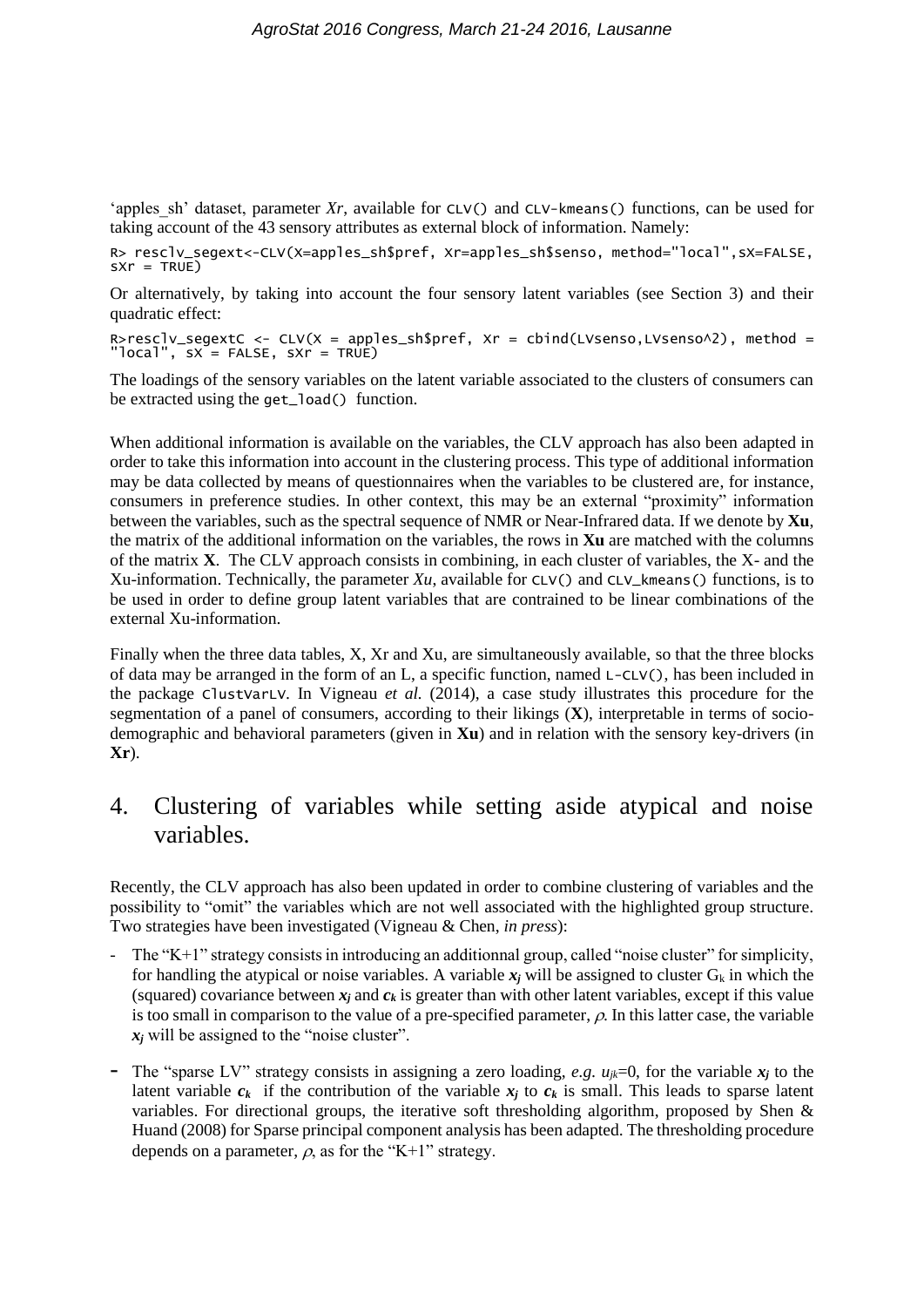'apples_sh' dataset, parameter *Xr*, available for `CLV()` and `CLV-kmeans()` functions, can be used for taking account of the 43 sensory attributes as external block of information. Namely:

```
R> resclv_segext<-CLV(X=apples_sh$pref, Xr=apples_sh$senso, method="local",sX=FALSE, sXr = TRUE)
```

Or alternatively, by taking into account the four sensory latent variables (see Section 3) and their quadratic effect:

```
R>resclv_segextC <- CLV(X = apples_sh$pref, Xr = cbind(LVsenso,LVsenso^2), method = "local", sX = FALSE, sXr = TRUE)
```

The loadings of the sensory variables on the latent variable associated to the clusters of consumers can be extracted using the `get_load()` function.

When additional information is available on the variables, the CLV approach has also been adapted in order to take this information into account in the clustering process. This type of additional information may be data collected by means of questionnaires when the variables to be clustered are, for instance, consumers in preference studies. In other context, this may be an external "proximity" information between the variables, such as the spectral sequence of NMR or Near-Infrared data. If we denote by **Xu**, the matrix of the additional information on the variables, the rows in **Xu** are matched with the columns of the matrix **X**. The CLV approach consists in combining, in each cluster of variables, the X- and the Xu-information. Technically, the parameter *Xu*, available for `CLV()` and `CLV_kmeans()` functions, is to be used in order to define group latent variables that are contrained to be linear combinations of the external Xu-information.

Finally when the three data tables, X, Xr and Xu, are simultaneously available, so that the three blocks of data may be arranged in the form of an L, a specific function, named `L-CLV()`, has been included in the package `ClustVarLV`. In Vigneau *et al.* (2014), a case study illustrates this procedure for the segmentation of a panel of consumers, according to their likings (**X**), interpretable in terms of socio-demographic and behavioral parameters (given in **Xu**) and in relation with the sensory key-drivers (in **Xr**).

# 4. Clustering of variables while setting aside atypical and noise variables.

Recently, the CLV approach has also been updated in order to combine clustering of variables and the possibility to "omit" the variables which are not well associated with the highlighted group structure. Two strategies have been investigated (Vigneau & Chen, *in press*):

- The "K+1" strategy consists in introducing an additionnal group, called "noise cluster" for simplicity, for handling the atypical or noise variables. A variable $\boldsymbol{x_j}$ will be assigned to cluster $G_k$ in which the (squared) covariance between $\boldsymbol{x_j}$ and $\boldsymbol{c_k}$ is greater than with other latent variables, except if this value is too small in comparison to the value of a pre-specified parameter, $\rho$. In this latter case, the variable $\boldsymbol{x_j}$ will be assigned to the "noise cluster".
- The "sparse LV" strategy consists in assigning a zero loading, *e.g.* $u_{jk}$=0, for the variable $\boldsymbol{x_j}$ to the latent variable $\boldsymbol{c_k}$ if the contribution of the variable $\boldsymbol{x_j}$ to $\boldsymbol{c_k}$ is small. This leads to sparse latent variables. For directional groups, the iterative soft thresholding algorithm, proposed by Shen & Huand (2008) for Sparse principal component analysis has been adapted. The thresholding procedure depends on a parameter, $\rho$, as for the "K+1" strategy.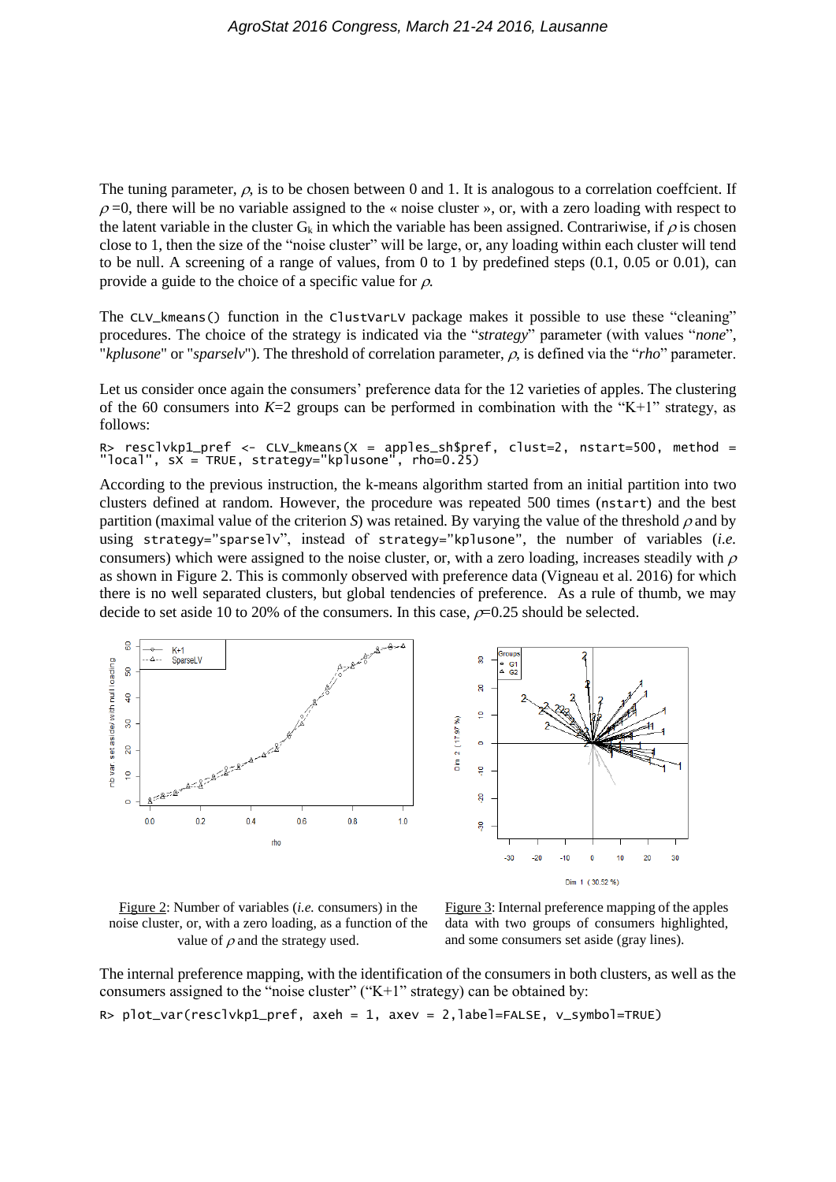The tuning parameter, $\rho$, is to be chosen between 0 and 1. It is analogous to a correlation coeffcient. If $\rho$ =0, there will be no variable assigned to the « noise cluster », or, with a zero loading with respect to the latent variable in the cluster $G_k$ in which the variable has been assigned. Contrariwise, if $\rho$ is chosen close to 1, then the size of the "noise cluster" will be large, or, any loading within each cluster will tend to be null. A screening of a range of values, from 0 to 1 by predefined steps (0.1, 0.05 or 0.01), can provide a guide to the choice of a specific value for $\rho$.

The `CLV_kmeans()` function in the `ClustVarLV` package makes it possible to use these "cleaning" procedures. The choice of the strategy is indicated via the "*strategy*" parameter (with values "*none*", "*kplusone*" or "*sparselv*"). The threshold of correlation parameter, $\rho$, is defined via the "*rho*" parameter.

Let us consider once again the consumers' preference data for the 12 varieties of apples. The clustering of the 60 consumers into $K$=2 groups can be performed in combination with the "K+1" strategy, as follows:

```
R> resclvkp1_pref <- CLV_kmeans(X = apples_sh$pref, clust=2, nstart=500, method =
"local", sX = TRUE, strategy="kplusone", rho=0.25)
```

According to the previous instruction, the k-means algorithm started from an initial partition into two clusters defined at random. However, the procedure was repeated 500 times (`nstart`) and the best partition (maximal value of the criterion $S$) was retained. By varying the value of the threshold $\rho$ and by using `strategy="sparselv"`, instead of `strategy="kplusone"`, the number of variables (*i.e.* consumers) which were assigned to the noise cluster, or, with a zero loading, increases steadily with $\rho$ as shown in Figure 2. This is commonly observed with preference data (Vigneau et al. 2016) for which there is no well separated clusters, but global tendencies of preference. As a rule of thumb, we may decide to set aside 10 to 20% of the consumers. In this case, $\rho$=0.25 should be selected.

Figure 2: Number of variables (*i.e.* consumers) in the noise cluster, or, with a zero loading, as a function of the value of $\rho$ and the strategy used.

Figure 3: Internal preference mapping of the apples data with two groups of consumers highlighted, and some consumers set aside (gray lines).

The internal preference mapping, with the identification of the consumers in both clusters, as well as the consumers assigned to the "noise cluster" ("K+1" strategy) can be obtained by:

```
R> plot_var(resclvkp1_pref, axeh = 1, axev = 2,label=FALSE, v_symbol=TRUE)
```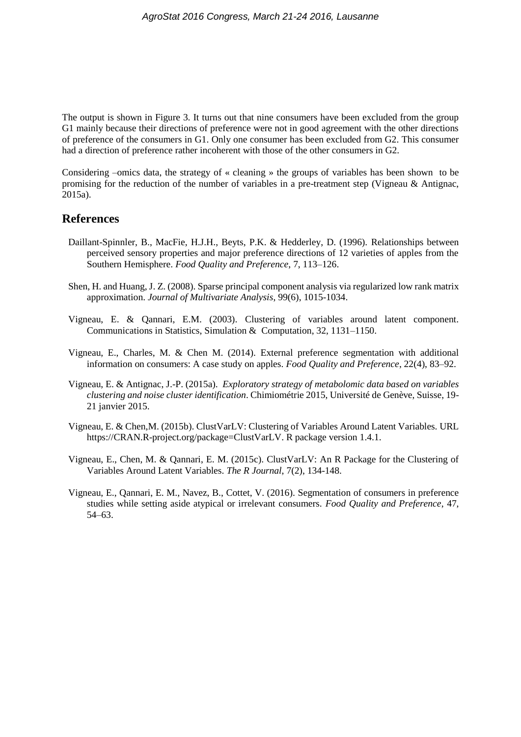The output is shown in Figure 3. It turns out that nine consumers have been excluded from the group G1 mainly because their directions of preference were not in good agreement with the other directions of preference of the consumers in G1. Only one consumer has been excluded from G2. This consumer had a direction of preference rather incoherent with those of the other consumers in G2.

Considering –omics data, the strategy of « cleaning » the groups of variables has been shown to be promising for the reduction of the number of variables in a pre-treatment step (Vigneau & Antignac, 2015a).

## References

Daillant-Spinnler, B., MacFie, H.J.H., Beyts, P.K. & Hedderley, D. (1996). Relationships between perceived sensory properties and major preference directions of 12 varieties of apples from the Southern Hemisphere. *Food Quality and Preference*, 7, 113–126.

Shen, H. and Huang, J. Z. (2008). Sparse principal component analysis via regularized low rank matrix approximation. *Journal of Multivariate Analysis*, 99(6), 1015-1034.

Vigneau, E. & Qannari, E.M. (2003). Clustering of variables around latent component. Communications in Statistics, Simulation & Computation, 32, 1131–1150.

Vigneau, E., Charles, M. & Chen M. (2014). External preference segmentation with additional information on consumers: A case study on apples. *Food Quality and Preference*, 22(4), 83–92.

Vigneau, E. & Antignac, J.-P. (2015a). *Exploratory strategy of metabolomic data based on variables clustering and noise cluster identification*. Chimiométrie 2015, Université de Genève, Suisse, 19-21 janvier 2015.

Vigneau, E. & Chen,M. (2015b). ClustVarLV: Clustering of Variables Around Latent Variables. URL https://CRAN.R-project.org/package=ClustVarLV. R package version 1.4.1.

Vigneau, E., Chen, M. & Qannari, E. M. (2015c). ClustVarLV: An R Package for the Clustering of Variables Around Latent Variables. *The R Journal*, 7(2), 134-148.

Vigneau, E., Qannari, E. M., Navez, B., Cottet, V. (2016). Segmentation of consumers in preference studies while setting aside atypical or irrelevant consumers. *Food Quality and Preference*, 47, 54–63.